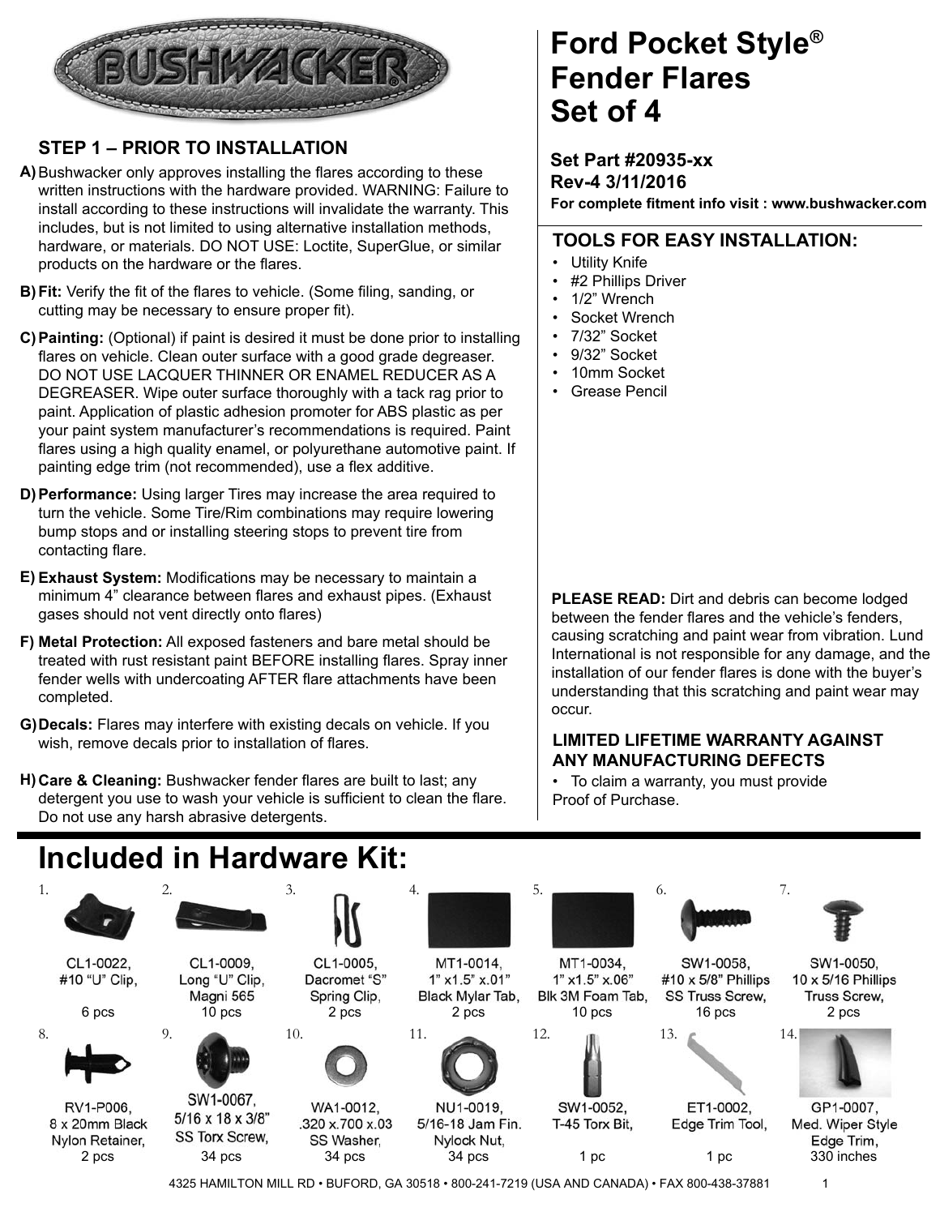# Ford Pocket Style® Fender Flares Set of 4

**Set Part #20935-xx**
**Rev-4 3/11/2016**
**For complete fitment info visit : www.bushwacker.com**

## STEP 1 – PRIOR TO INSTALLATION

**A)** Bushwacker only approves installing the flares according to these written instructions with the hardware provided. WARNING: Failure to install according to these instructions will invalidate the warranty. This includes, but is not limited to using alternative installation methods, hardware, or materials. DO NOT USE: Loctite, SuperGlue, or similar products on the hardware or the flares.

**B) Fit:** Verify the fit of the flares to vehicle. (Some filing, sanding, or cutting may be necessary to ensure proper fit).

**C) Painting:** (Optional) if paint is desired it must be done prior to installing flares on vehicle. Clean outer surface with a good grade degreaser. DO NOT USE LACQUER THINNER OR ENAMEL REDUCER AS A DEGREASER. Wipe outer surface thoroughly with a tack rag prior to paint. Application of plastic adhesion promoter for ABS plastic as per your paint system manufacturer's recommendations is required. Paint flares using a high quality enamel, or polyurethane automotive paint. If painting edge trim (not recommended), use a flex additive.

**D) Performance:** Using larger Tires may increase the area required to turn the vehicle. Some Tire/Rim combinations may require lowering bump stops and or installing steering stops to prevent tire from contacting flare.

**E) Exhaust System:** Modifications may be necessary to maintain a minimum 4" clearance between flares and exhaust pipes. (Exhaust gases should not vent directly onto flares)

**F) Metal Protection:** All exposed fasteners and bare metal should be treated with rust resistant paint BEFORE installing flares. Spray inner fender wells with undercoating AFTER flare attachments have been completed.

**G) Decals:** Flares may interfere with existing decals on vehicle. If you wish, remove decals prior to installation of flares.

**H) Care & Cleaning:** Bushwacker fender flares are built to last; any detergent you use to wash your vehicle is sufficient to clean the flare. Do not use any harsh abrasive detergents.

## TOOLS FOR EASY INSTALLATION:

- Utility Knife
- #2 Phillips Driver
- 1/2" Wrench
- Socket Wrench
- 7/32" Socket
- 9/32" Socket
- 10mm Socket
- Grease Pencil

**PLEASE READ:** Dirt and debris can become lodged between the fender flares and the vehicle's fenders, causing scratching and paint wear from vibration. Lund International is not responsible for any damage, and the installation of our fender flares is done with the buyer's understanding that this scratching and paint wear may occur.

**LIMITED LIFETIME WARRANTY AGAINST ANY MANUFACTURING DEFECTS**

- To claim a warranty, you must provide Proof of Purchase.

# Included in Hardware Kit:

| # | Part | Quantity |
|---|---|---|
| 1. | CL1-0022, #10 "U" Clip, | 6 pcs |
| 2. | CL1-0009, Long "U" Clip, Magni 565 | 10 pcs |
| 3. | CL1-0005, Dacromet "S" Spring Clip, | 2 pcs |
| 4. | MT1-0014, 1" x1.5" x.01" Black Mylar Tab, | 2 pcs |
| 5. | MT1-0034, 1" x1.5" x.06" Blk 3M Foam Tab, | 10 pcs |
| 6. | SW1-0058, #10 x 5/8" Phillips SS Truss Screw, | 16 pcs |
| 7. | SW1-0050, 10 x 5/16 Phillips Truss Screw, | 2 pcs |
| 8. | RV1-P006, 8 x 20mm Black Nylon Retainer, | 2 pcs |
| 9. | SW1-0067, 5/16 x 18 x 3/8" SS Torx Screw, | 34 pcs |
| 10. | WA1-0012, .320 x.700 x.03 SS Washer, | 34 pcs |
| 11. | NU1-0019, 5/16-18 Jam Fin. Nylock Nut, | 34 pcs |
| 12. | SW1-0052, T-45 Torx Bit, | 1 pc |
| 13. | ET1-0002, Edge Trim Tool, | 1 pc |
| 14. | GP1-0007, Med. Wiper Style Edge Trim, | 330 inches |

4325 HAMILTON MILL RD • BUFORD, GA 30518 • 800-241-7219 (USA AND CANADA) • FAX 800-438-37881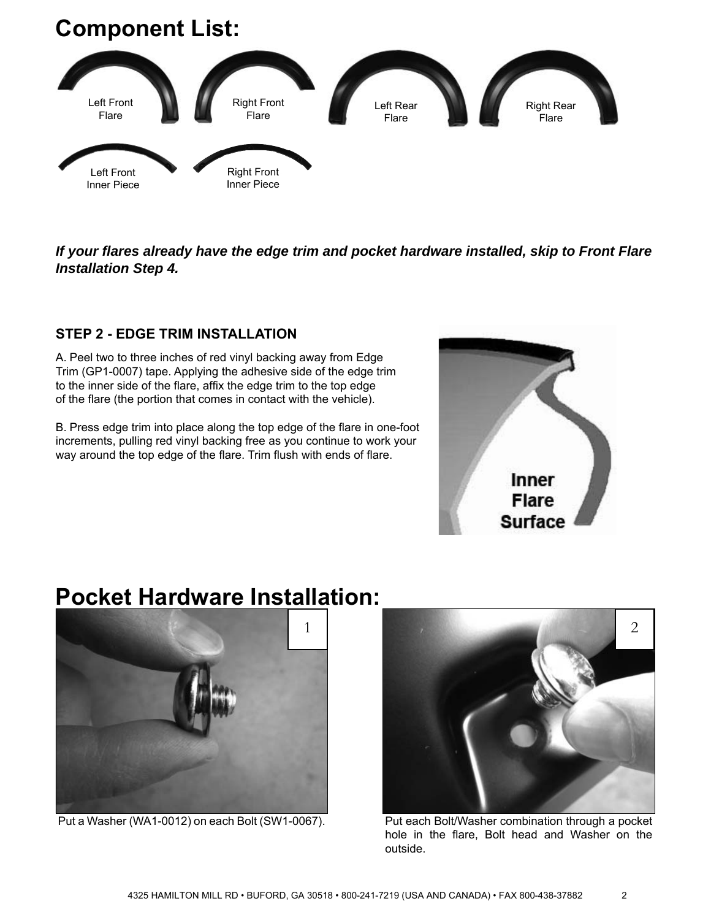# Component List:

Left Front Flare

Right Front Flare

Left Rear Flare

Right Rear Flare

Left Front Inner Piece

Right Front Inner Piece

***If your flares already have the edge trim and pocket hardware installed, skip to Front Flare Installation Step 4.***

### STEP 2 - EDGE TRIM INSTALLATION

A. Peel two to three inches of red vinyl backing away from Edge Trim (GP1-0007) tape. Applying the adhesive side of the edge trim to the inner side of the flare, affix the edge trim to the top edge of the flare (the portion that comes in contact with the vehicle).

B. Press edge trim into place along the top edge of the flare in one-foot increments, pulling red vinyl backing free as you continue to work your way around the top edge of the flare. Trim flush with ends of flare.

Inner Flare Surface

# Pocket Hardware Installation:

1

Put a Washer (WA1-0012) on each Bolt (SW1-0067).

2

Put each Bolt/Washer combination through a pocket hole in the flare, Bolt head and Washer on the outside.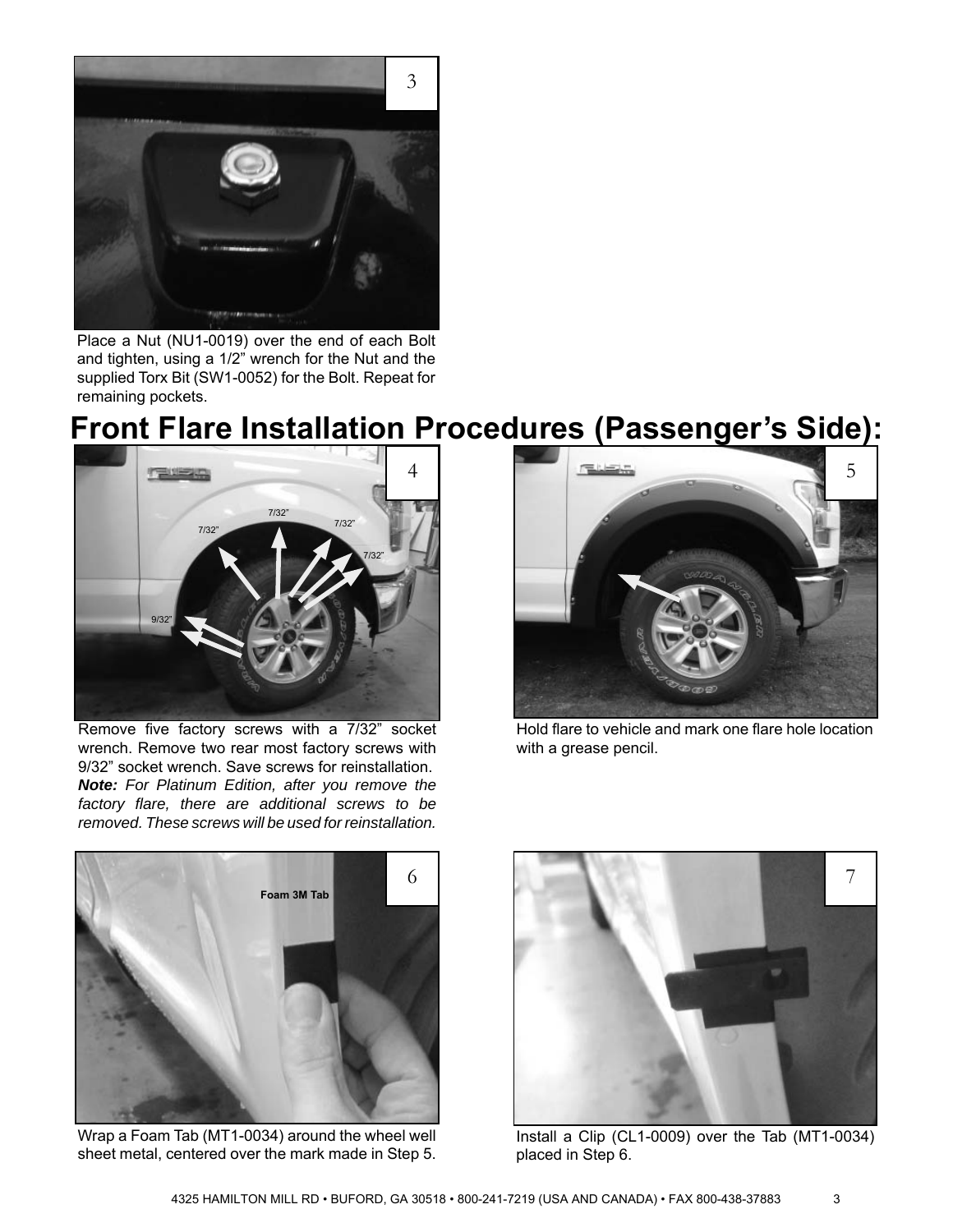Place a Nut (NU1-0019) over the end of each Bolt and tighten, using a 1/2" wrench for the Nut and the supplied Torx Bit (SW1-0052) for the Bolt. Repeat for remaining pockets.

# Front Flare Installation Procedures (Passenger's Side):

Remove five factory screws with a 7/32" socket wrench. Remove two rear most factory screws with 9/32" socket wrench. Save screws for reinstallation. ***Note:*** *For Platinum Edition, after you remove the factory flare, there are additional screws to be removed. These screws will be used for reinstallation.*

Hold flare to vehicle and mark one flare hole location with a grease pencil.

Wrap a Foam Tab (MT1-0034) around the wheel well sheet metal, centered over the mark made in Step 5.

Install a Clip (CL1-0009) over the Tab (MT1-0034) placed in Step 6.

4325 HAMILTON MILL RD • BUFORD, GA 30518 • 800-241-7219 (USA AND CANADA) • FAX 800-438-37883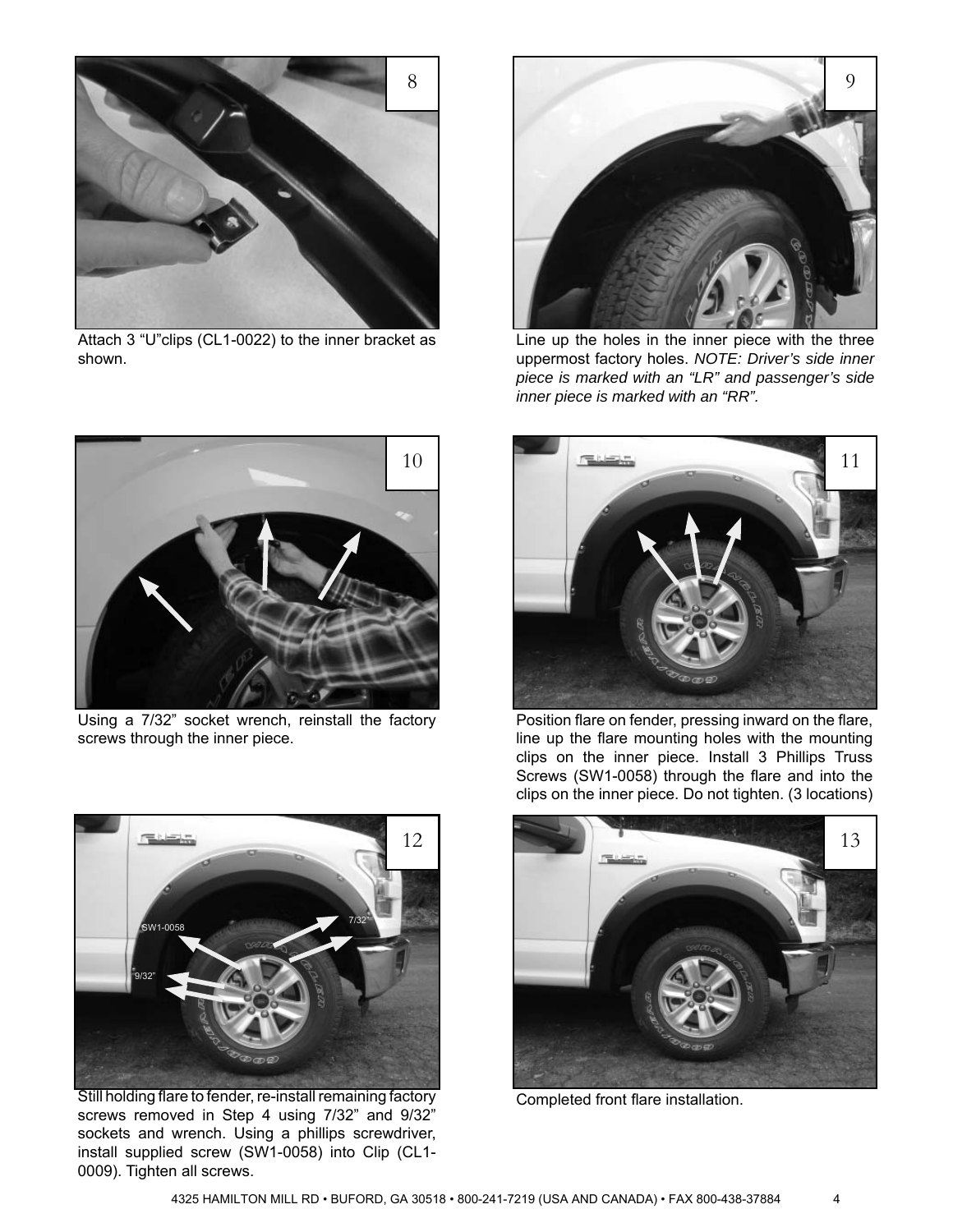8

Attach 3 “U”clips (CL1-0022) to the inner bracket as shown.

9

Line up the holes in the inner piece with the three uppermost factory holes. *NOTE: Driver’s side inner piece is marked with an “LR” and passenger’s side inner piece is marked with an “RR”.*

10

Using a 7/32” socket wrench, reinstall the factory screws through the inner piece.

11

Position flare on fender, pressing inward on the flare, line up the flare mounting holes with the mounting clips on the inner piece. Install 3 Phillips Truss Screws (SW1-0058) through the flare and into the clips on the inner piece. Do not tighten. (3 locations)

12

Still holding flare to fender, re-install remaining factory screws removed in Step 4 using 7/32” and 9/32” sockets and wrench. Using a phillips screwdriver, install supplied screw (SW1-0058) into Clip (CL1-0009). Tighten all screws.

13

Completed front flare installation.

4325 HAMILTON MILL RD • BUFORD, GA 30518 • 800-241-7219 (USA AND CANADA) • FAX 800-438-37884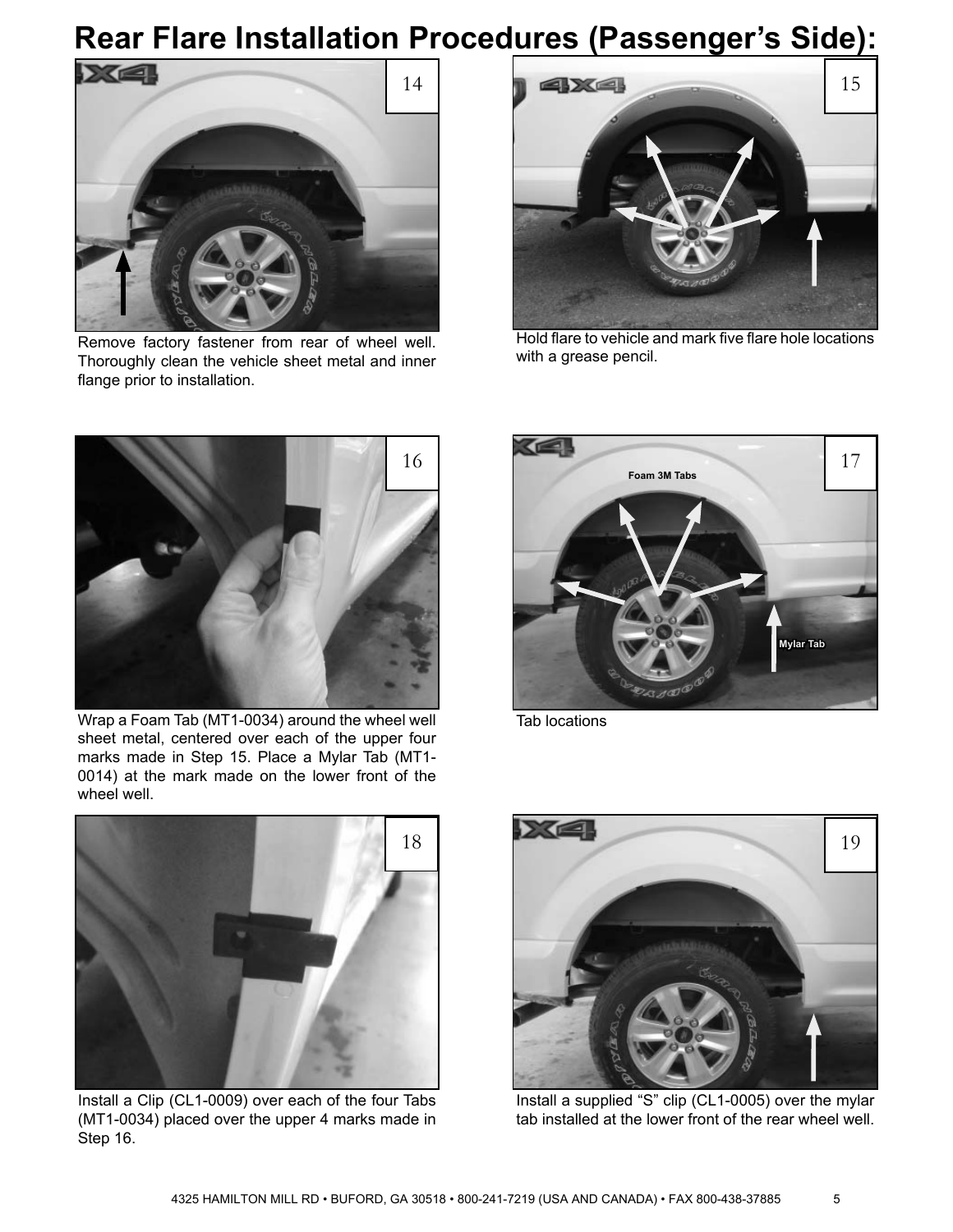# Rear Flare Installation Procedures (Passenger's Side):

14

Remove factory fastener from rear of wheel well. Thoroughly clean the vehicle sheet metal and inner flange prior to installation.

15

Hold flare to vehicle and mark five flare hole locations with a grease pencil.

16

Wrap a Foam Tab (MT1-0034) around the wheel well sheet metal, centered over each of the upper four marks made in Step 15. Place a Mylar Tab (MT1-0014) at the mark made on the lower front of the wheel well.

17

Foam 3M Tabs

Mylar Tab

Tab locations

18

Install a Clip (CL1-0009) over each of the four Tabs (MT1-0034) placed over the upper 4 marks made in Step 16.

19

Install a supplied "S" clip (CL1-0005) over the mylar tab installed at the lower front of the rear wheel well.

4325 HAMILTON MILL RD • BUFORD, GA 30518 • 800-241-7219 (USA AND CANADA) • FAX 800-438-37885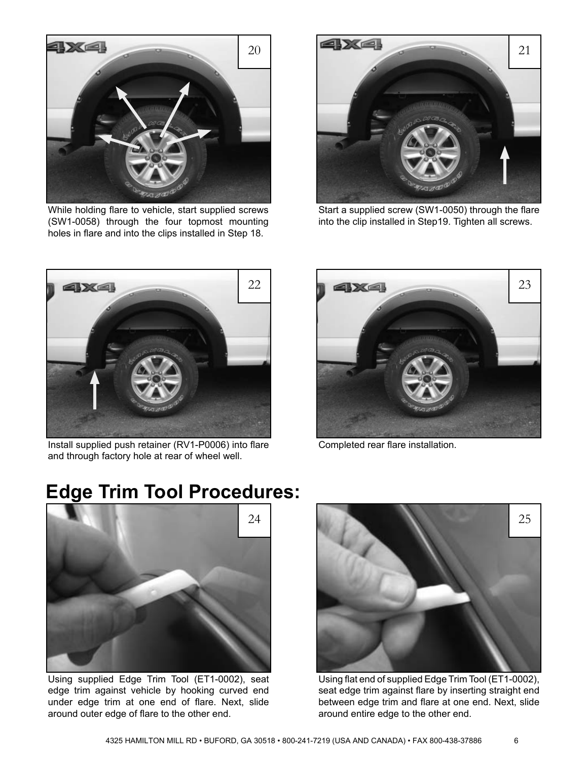20

While holding flare to vehicle, start supplied screws (SW1-0058) through the four topmost mounting holes in flare and into the clips installed in Step 18.

21

Start a supplied screw (SW1-0050) through the flare into the clip installed in Step19. Tighten all screws.

22

Install supplied push retainer (RV1-P0006) into flare and through factory hole at rear of wheel well.

23

Completed rear flare installation.

# Edge Trim Tool Procedures:

24

Using supplied Edge Trim Tool (ET1-0002), seat edge trim against vehicle by hooking curved end under edge trim at one end of flare. Next, slide around outer edge of flare to the other end.

25

Using flat end of supplied Edge Trim Tool (ET1-0002), seat edge trim against flare by inserting straight end between edge trim and flare at one end. Next, slide around entire edge to the other end.

4325 HAMILTON MILL RD • BUFORD, GA 30518 • 800-241-7219 (USA AND CANADA) • FAX 800-438-37886